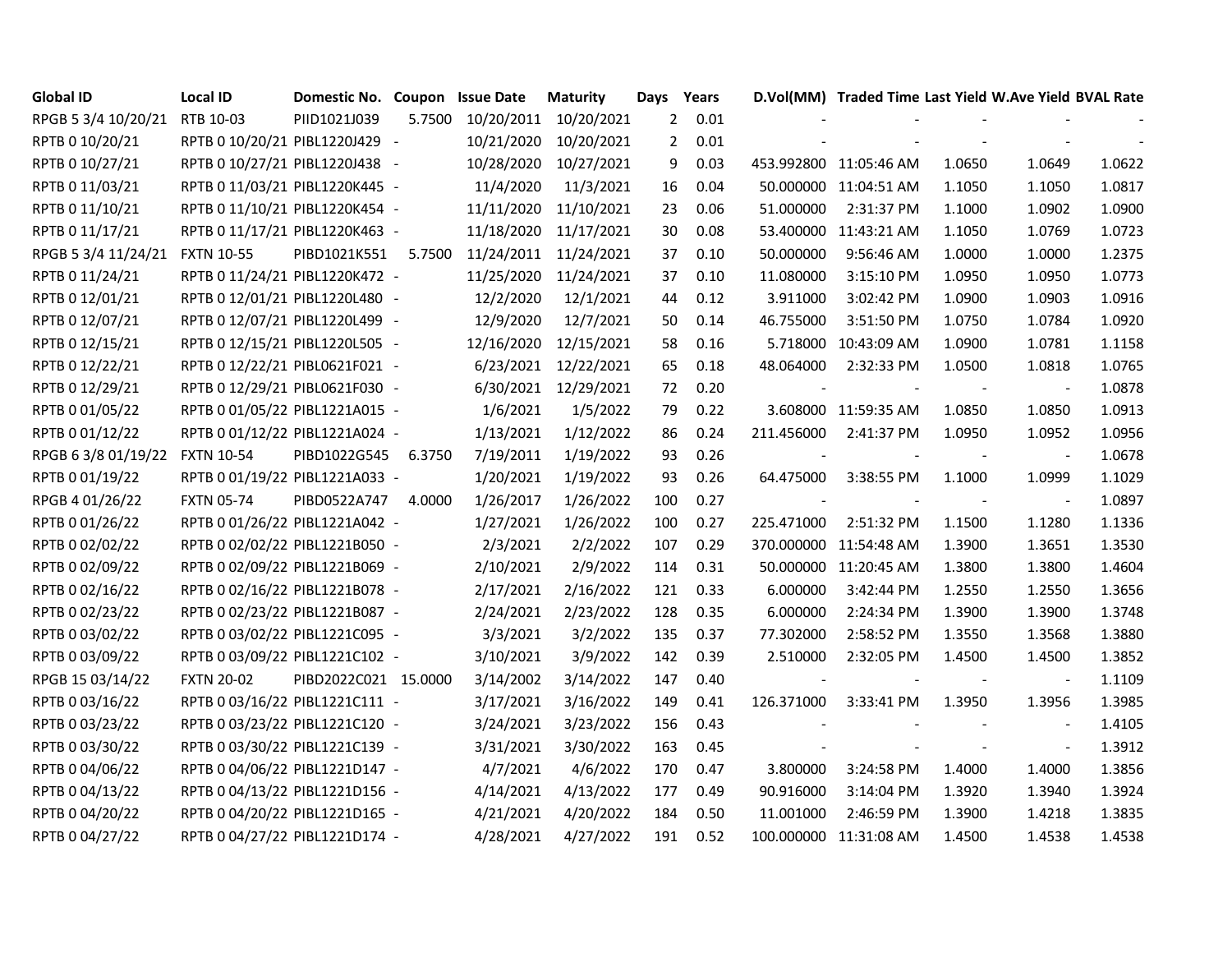| Global ID | Local ID | Domestic No. | Coupon | Issue Date | Maturity | Days | Years | D.Vol(MM) | Traded Time | Last Yield | W.Ave Yield | BVAL Rate |
|---|---|---|---|---|---|---|---|---|---|---|---|---|
| RPGB 5 3/4 10/20/21 | RTB 10-03 | PIID1021J039 | 5.7500 | 10/20/2011 | 10/20/2021 | 2 | 0.01 | - | - | - | - | - |
| RPTB 0 10/20/21 | RPTB 0 10/20/21 | PIBL1220J429 | - | 10/21/2020 | 10/20/2021 | 2 | 0.01 | - | - | - | - | - |
| RPTB 0 10/27/21 | RPTB 0 10/27/21 | PIBL1220J438 | - | 10/28/2020 | 10/27/2021 | 9 | 0.03 | 453.992800 | 11:05:46 AM | 1.0650 | 1.0649 | 1.0622 |
| RPTB 0 11/03/21 | RPTB 0 11/03/21 | PIBL1220K445 | - | 11/4/2020 | 11/3/2021 | 16 | 0.04 | 50.000000 | 11:04:51 AM | 1.1050 | 1.1050 | 1.0817 |
| RPTB 0 11/10/21 | RPTB 0 11/10/21 | PIBL1220K454 | - | 11/11/2020 | 11/10/2021 | 23 | 0.06 | 51.000000 | 2:31:37 PM | 1.1000 | 1.0902 | 1.0900 |
| RPTB 0 11/17/21 | RPTB 0 11/17/21 | PIBL1220K463 | - | 11/18/2020 | 11/17/2021 | 30 | 0.08 | 53.400000 | 11:43:21 AM | 1.1050 | 1.0769 | 1.0723 |
| RPGB 5 3/4 11/24/21 | FXTN 10-55 | PIBD1021K551 | 5.7500 | 11/24/2011 | 11/24/2021 | 37 | 0.10 | 50.000000 | 9:56:46 AM | 1.0000 | 1.0000 | 1.2375 |
| RPTB 0 11/24/21 | RPTB 0 11/24/21 | PIBL1220K472 | - | 11/25/2020 | 11/24/2021 | 37 | 0.10 | 11.080000 | 3:15:10 PM | 1.0950 | 1.0950 | 1.0773 |
| RPTB 0 12/01/21 | RPTB 0 12/01/21 | PIBL1220L480 | - | 12/2/2020 | 12/1/2021 | 44 | 0.12 | 3.911000 | 3:02:42 PM | 1.0900 | 1.0903 | 1.0916 |
| RPTB 0 12/07/21 | RPTB 0 12/07/21 | PIBL1220L499 | - | 12/9/2020 | 12/7/2021 | 50 | 0.14 | 46.755000 | 3:51:50 PM | 1.0750 | 1.0784 | 1.0920 |
| RPTB 0 12/15/21 | RPTB 0 12/15/21 | PIBL1220L505 | - | 12/16/2020 | 12/15/2021 | 58 | 0.16 | 5.718000 | 10:43:09 AM | 1.0900 | 1.0781 | 1.1158 |
| RPTB 0 12/22/21 | RPTB 0 12/22/21 | PIBL0621F021 | - | 6/23/2021 | 12/22/2021 | 65 | 0.18 | 48.064000 | 2:32:33 PM | 1.0500 | 1.0818 | 1.0765 |
| RPTB 0 12/29/21 | RPTB 0 12/29/21 | PIBL0621F030 | - | 6/30/2021 | 12/29/2021 | 72 | 0.20 | - | - | - | - | 1.0878 |
| RPTB 0 01/05/22 | RPTB 0 01/05/22 | PIBL1221A015 | - | 1/6/2021 | 1/5/2022 | 79 | 0.22 | 3.608000 | 11:59:35 AM | 1.0850 | 1.0850 | 1.0913 |
| RPTB 0 01/12/22 | RPTB 0 01/12/22 | PIBL1221A024 | - | 1/13/2021 | 1/12/2022 | 86 | 0.24 | 211.456000 | 2:41:37 PM | 1.0950 | 1.0952 | 1.0956 |
| RPGB 6 3/8 01/19/22 | FXTN 10-54 | PIBD1022G545 | 6.3750 | 7/19/2011 | 1/19/2022 | 93 | 0.26 | - | - | - | - | 1.0678 |
| RPTB 0 01/19/22 | RPTB 0 01/19/22 | PIBL1221A033 | - | 1/20/2021 | 1/19/2022 | 93 | 0.26 | 64.475000 | 3:38:55 PM | 1.1000 | 1.0999 | 1.1029 |
| RPGB 4 01/26/22 | FXTN 05-74 | PIBD0522A747 | 4.0000 | 1/26/2017 | 1/26/2022 | 100 | 0.27 | - | - | - | - | 1.0897 |
| RPTB 0 01/26/22 | RPTB 0 01/26/22 | PIBL1221A042 | - | 1/27/2021 | 1/26/2022 | 100 | 0.27 | 225.471000 | 2:51:32 PM | 1.1500 | 1.1280 | 1.1336 |
| RPTB 0 02/02/22 | RPTB 0 02/02/22 | PIBL1221B050 | - | 2/3/2021 | 2/2/2022 | 107 | 0.29 | 370.000000 | 11:54:48 AM | 1.3900 | 1.3651 | 1.3530 |
| RPTB 0 02/09/22 | RPTB 0 02/09/22 | PIBL1221B069 | - | 2/10/2021 | 2/9/2022 | 114 | 0.31 | 50.000000 | 11:20:45 AM | 1.3800 | 1.3800 | 1.4604 |
| RPTB 0 02/16/22 | RPTB 0 02/16/22 | PIBL1221B078 | - | 2/17/2021 | 2/16/2022 | 121 | 0.33 | 6.000000 | 3:42:44 PM | 1.2550 | 1.2550 | 1.3656 |
| RPTB 0 02/23/22 | RPTB 0 02/23/22 | PIBL1221B087 | - | 2/24/2021 | 2/23/2022 | 128 | 0.35 | 6.000000 | 2:24:34 PM | 1.3900 | 1.3900 | 1.3748 |
| RPTB 0 03/02/22 | RPTB 0 03/02/22 | PIBL1221C095 | - | 3/3/2021 | 3/2/2022 | 135 | 0.37 | 77.302000 | 2:58:52 PM | 1.3550 | 1.3568 | 1.3880 |
| RPTB 0 03/09/22 | RPTB 0 03/09/22 | PIBL1221C102 | - | 3/10/2021 | 3/9/2022 | 142 | 0.39 | 2.510000 | 2:32:05 PM | 1.4500 | 1.4500 | 1.3852 |
| RPGB 15 03/14/22 | FXTN 20-02 | PIBD2022C021 | 15.0000 | 3/14/2002 | 3/14/2022 | 147 | 0.40 | - | - | - | - | 1.1109 |
| RPTB 0 03/16/22 | RPTB 0 03/16/22 | PIBL1221C111 | - | 3/17/2021 | 3/16/2022 | 149 | 0.41 | 126.371000 | 3:33:41 PM | 1.3950 | 1.3956 | 1.3985 |
| RPTB 0 03/23/22 | RPTB 0 03/23/22 | PIBL1221C120 | - | 3/24/2021 | 3/23/2022 | 156 | 0.43 | - | - | - | - | 1.4105 |
| RPTB 0 03/30/22 | RPTB 0 03/30/22 | PIBL1221C139 | - | 3/31/2021 | 3/30/2022 | 163 | 0.45 | - | - | - | - | 1.3912 |
| RPTB 0 04/06/22 | RPTB 0 04/06/22 | PIBL1221D147 | - | 4/7/2021 | 4/6/2022 | 170 | 0.47 | 3.800000 | 3:24:58 PM | 1.4000 | 1.4000 | 1.3856 |
| RPTB 0 04/13/22 | RPTB 0 04/13/22 | PIBL1221D156 | - | 4/14/2021 | 4/13/2022 | 177 | 0.49 | 90.916000 | 3:14:04 PM | 1.3920 | 1.3940 | 1.3924 |
| RPTB 0 04/20/22 | RPTB 0 04/20/22 | PIBL1221D165 | - | 4/21/2021 | 4/20/2022 | 184 | 0.50 | 11.001000 | 2:46:59 PM | 1.3900 | 1.4218 | 1.3835 |
| RPTB 0 04/27/22 | RPTB 0 04/27/22 | PIBL1221D174 | - | 4/28/2021 | 4/27/2022 | 191 | 0.52 | 100.000000 | 11:31:08 AM | 1.4500 | 1.4538 | 1.4538 |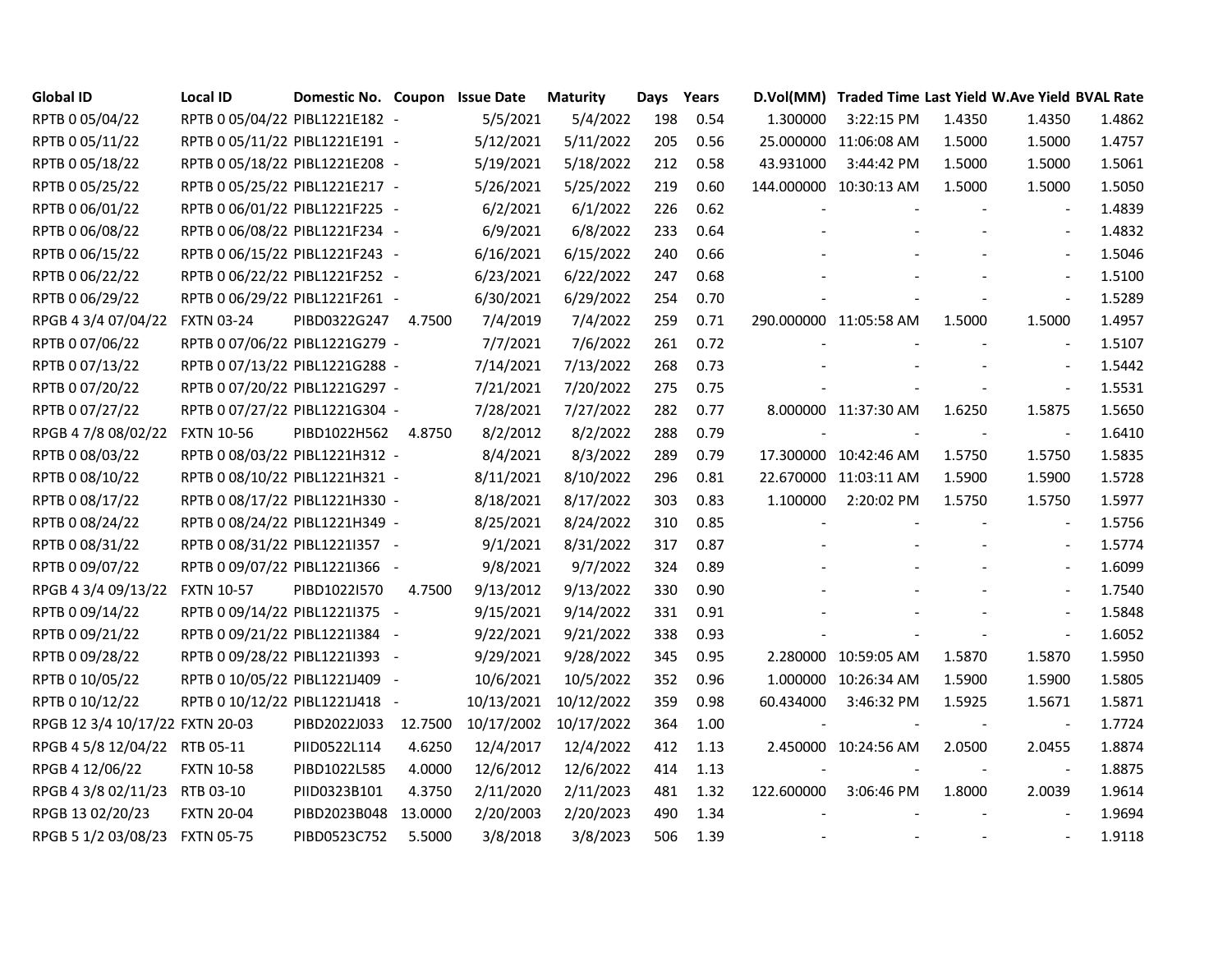| Global ID | Local ID | Domestic No. | Coupon | Issue Date | Maturity | Days | Years | D.Vol(MM) | Traded Time | Last Yield | W.Ave Yield | BVAL Rate |
|---|---|---|---|---|---|---|---|---|---|---|---|---|
| RPTB 0 05/04/22 | RPTB 0 05/04/22 | PIBL1221E182 | - | 5/5/2021 | 5/4/2022 | 198 | 0.54 | 1.300000 | 3:22:15 PM | 1.4350 | 1.4350 | 1.4862 |
| RPTB 0 05/11/22 | RPTB 0 05/11/22 | PIBL1221E191 | - | 5/12/2021 | 5/11/2022 | 205 | 0.56 | 25.000000 | 11:06:08 AM | 1.5000 | 1.5000 | 1.4757 |
| RPTB 0 05/18/22 | RPTB 0 05/18/22 | PIBL1221E208 | - | 5/19/2021 | 5/18/2022 | 212 | 0.58 | 43.931000 | 3:44:42 PM | 1.5000 | 1.5000 | 1.5061 |
| RPTB 0 05/25/22 | RPTB 0 05/25/22 | PIBL1221E217 | - | 5/26/2021 | 5/25/2022 | 219 | 0.60 | 144.000000 | 10:30:13 AM | 1.5000 | 1.5000 | 1.5050 |
| RPTB 0 06/01/22 | RPTB 0 06/01/22 | PIBL1221F225 | - | 6/2/2021 | 6/1/2022 | 226 | 0.62 | - | - | - | - | 1.4839 |
| RPTB 0 06/08/22 | RPTB 0 06/08/22 | PIBL1221F234 | - | 6/9/2021 | 6/8/2022 | 233 | 0.64 | - | - | - | - | 1.4832 |
| RPTB 0 06/15/22 | RPTB 0 06/15/22 | PIBL1221F243 | - | 6/16/2021 | 6/15/2022 | 240 | 0.66 | - | - | - | - | 1.5046 |
| RPTB 0 06/22/22 | RPTB 0 06/22/22 | PIBL1221F252 | - | 6/23/2021 | 6/22/2022 | 247 | 0.68 | - | - | - | - | 1.5100 |
| RPTB 0 06/29/22 | RPTB 0 06/29/22 | PIBL1221F261 | - | 6/30/2021 | 6/29/2022 | 254 | 0.70 | - | - | - | - | 1.5289 |
| RPGB 4 3/4 07/04/22 | FXTN 03-24 | PIBD0322G247 | 4.7500 | 7/4/2019 | 7/4/2022 | 259 | 0.71 | 290.000000 | 11:05:58 AM | 1.5000 | 1.5000 | 1.4957 |
| RPTB 0 07/06/22 | RPTB 0 07/06/22 | PIBL1221G279 | - | 7/7/2021 | 7/6/2022 | 261 | 0.72 | - | - | - | - | 1.5107 |
| RPTB 0 07/13/22 | RPTB 0 07/13/22 | PIBL1221G288 | - | 7/14/2021 | 7/13/2022 | 268 | 0.73 | - | - | - | - | 1.5442 |
| RPTB 0 07/20/22 | RPTB 0 07/20/22 | PIBL1221G297 | - | 7/21/2021 | 7/20/2022 | 275 | 0.75 | - | - | - | - | 1.5531 |
| RPTB 0 07/27/22 | RPTB 0 07/27/22 | PIBL1221G304 | - | 7/28/2021 | 7/27/2022 | 282 | 0.77 | 8.000000 | 11:37:30 AM | 1.6250 | 1.5875 | 1.5650 |
| RPGB 4 7/8 08/02/22 | FXTN 10-56 | PIBD1022H562 | 4.8750 | 8/2/2012 | 8/2/2022 | 288 | 0.79 | - | - | - | - | 1.6410 |
| RPTB 0 08/03/22 | RPTB 0 08/03/22 | PIBL1221H312 | - | 8/4/2021 | 8/3/2022 | 289 | 0.79 | 17.300000 | 10:42:46 AM | 1.5750 | 1.5750 | 1.5835 |
| RPTB 0 08/10/22 | RPTB 0 08/10/22 | PIBL1221H321 | - | 8/11/2021 | 8/10/2022 | 296 | 0.81 | 22.670000 | 11:03:11 AM | 1.5900 | 1.5900 | 1.5728 |
| RPTB 0 08/17/22 | RPTB 0 08/17/22 | PIBL1221H330 | - | 8/18/2021 | 8/17/2022 | 303 | 0.83 | 1.100000 | 2:20:02 PM | 1.5750 | 1.5750 | 1.5977 |
| RPTB 0 08/24/22 | RPTB 0 08/24/22 | PIBL1221H349 | - | 8/25/2021 | 8/24/2022 | 310 | 0.85 | - | - | - | - | 1.5756 |
| RPTB 0 08/31/22 | RPTB 0 08/31/22 | PIBL1221I357 | - | 9/1/2021 | 8/31/2022 | 317 | 0.87 | - | - | - | - | 1.5774 |
| RPTB 0 09/07/22 | RPTB 0 09/07/22 | PIBL1221I366 | - | 9/8/2021 | 9/7/2022 | 324 | 0.89 | - | - | - | - | 1.6099 |
| RPGB 4 3/4 09/13/22 | FXTN 10-57 | PIBD1022I570 | 4.7500 | 9/13/2012 | 9/13/2022 | 330 | 0.90 | - | - | - | - | 1.7540 |
| RPTB 0 09/14/22 | RPTB 0 09/14/22 | PIBL1221I375 | - | 9/15/2021 | 9/14/2022 | 331 | 0.91 | - | - | - | - | 1.5848 |
| RPTB 0 09/21/22 | RPTB 0 09/21/22 | PIBL1221I384 | - | 9/22/2021 | 9/21/2022 | 338 | 0.93 | - | - | - | - | 1.6052 |
| RPTB 0 09/28/22 | RPTB 0 09/28/22 | PIBL1221I393 | - | 9/29/2021 | 9/28/2022 | 345 | 0.95 | 2.280000 | 10:59:05 AM | 1.5870 | 1.5870 | 1.5950 |
| RPTB 0 10/05/22 | RPTB 0 10/05/22 | PIBL1221J409 | - | 10/6/2021 | 10/5/2022 | 352 | 0.96 | 1.000000 | 10:26:34 AM | 1.5900 | 1.5900 | 1.5805 |
| RPTB 0 10/12/22 | RPTB 0 10/12/22 | PIBL1221J418 | - | 10/13/2021 | 10/12/2022 | 359 | 0.98 | 60.434000 | 3:46:32 PM | 1.5925 | 1.5671 | 1.5871 |
| RPGB 12 3/4 10/17/22 | FXTN 20-03 | PIBD2022J033 | 12.7500 | 10/17/2002 | 10/17/2022 | 364 | 1.00 | - | - | - | - | 1.7724 |
| RPGB 4 5/8 12/04/22 | RTB 05-11 | PIID0522L114 | 4.6250 | 12/4/2017 | 12/4/2022 | 412 | 1.13 | 2.450000 | 10:24:56 AM | 2.0500 | 2.0455 | 1.8874 |
| RPGB 4 12/06/22 | FXTN 10-58 | PIBD1022L585 | 4.0000 | 12/6/2012 | 12/6/2022 | 414 | 1.13 | - | - | - | - | 1.8875 |
| RPGB 4 3/8 02/11/23 | RTB 03-10 | PIID0323B101 | 4.3750 | 2/11/2020 | 2/11/2023 | 481 | 1.32 | 122.600000 | 3:06:46 PM | 1.8000 | 2.0039 | 1.9614 |
| RPGB 13 02/20/23 | FXTN 20-04 | PIBD2023B048 | 13.0000 | 2/20/2003 | 2/20/2023 | 490 | 1.34 | - | - | - | - | 1.9694 |
| RPGB 5 1/2 03/08/23 | FXTN 05-75 | PIBD0523C752 | 5.5000 | 3/8/2018 | 3/8/2023 | 506 | 1.39 | - | - | - | - | 1.9118 |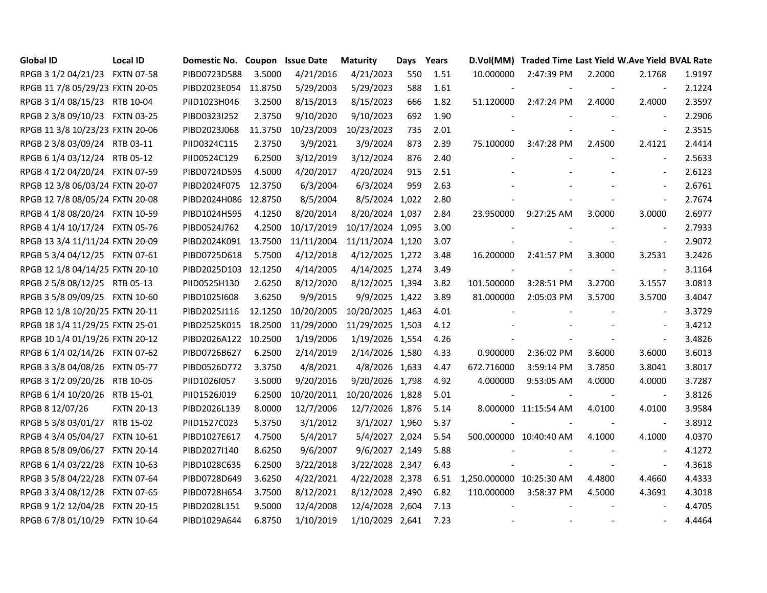| Global ID | Local ID | Domestic No. | Coupon | Issue Date | Maturity | Days | Years | D.Vol(MM) | Traded Time | Last Yield | W.Ave Yield | BVAL Rate |
|---|---|---|---|---|---|---|---|---|---|---|---|---|
| RPGB 3 1/2 04/21/23 | FXTN 07-58 | PIBD0723D588 | 3.5000 | 4/21/2016 | 4/21/2023 | 550 | 1.51 | 10.000000 | 2:47:39 PM | 2.2000 | 2.1768 | 1.9197 |
| RPGB 11 7/8 05/29/23 | FXTN 20-05 | PIBD2023E054 | 11.8750 | 5/29/2003 | 5/29/2023 | 588 | 1.61 | - | - | - | - | 2.1224 |
| RPGB 3 1/4 08/15/23 | RTB 10-04 | PIID1023H046 | 3.2500 | 8/15/2013 | 8/15/2023 | 666 | 1.82 | 51.120000 | 2:47:24 PM | 2.4000 | 2.4000 | 2.3597 |
| RPGB 2 3/8 09/10/23 | FXTN 03-25 | PIBD0323I252 | 2.3750 | 9/10/2020 | 9/10/2023 | 692 | 1.90 | - | - | - | - | 2.2906 |
| RPGB 11 3/8 10/23/23 | FXTN 20-06 | PIBD2023J068 | 11.3750 | 10/23/2003 | 10/23/2023 | 735 | 2.01 | - | - | - | - | 2.3515 |
| RPGB 2 3/8 03/09/24 | RTB 03-11 | PIID0324C115 | 2.3750 | 3/9/2021 | 3/9/2024 | 873 | 2.39 | 75.100000 | 3:47:28 PM | 2.4500 | 2.4121 | 2.4414 |
| RPGB 6 1/4 03/12/24 | RTB 05-12 | PIID0524C129 | 6.2500 | 3/12/2019 | 3/12/2024 | 876 | 2.40 | - | - | - | - | 2.5633 |
| RPGB 4 1/2 04/20/24 | FXTN 07-59 | PIBD0724D595 | 4.5000 | 4/20/2017 | 4/20/2024 | 915 | 2.51 | - | - | - | - | 2.6123 |
| RPGB 12 3/8 06/03/24 | FXTN 20-07 | PIBD2024F075 | 12.3750 | 6/3/2004 | 6/3/2024 | 959 | 2.63 | - | - | - | - | 2.6761 |
| RPGB 12 7/8 08/05/24 | FXTN 20-08 | PIBD2024H086 | 12.8750 | 8/5/2004 | 8/5/2024 | 1,022 | 2.80 | - | - | - | - | 2.7674 |
| RPGB 4 1/8 08/20/24 | FXTN 10-59 | PIBD1024H595 | 4.1250 | 8/20/2014 | 8/20/2024 | 1,037 | 2.84 | 23.950000 | 9:27:25 AM | 3.0000 | 3.0000 | 2.6977 |
| RPGB 4 1/4 10/17/24 | FXTN 05-76 | PIBD0524J762 | 4.2500 | 10/17/2019 | 10/17/2024 | 1,095 | 3.00 | - | - | - | - | 2.7933 |
| RPGB 13 3/4 11/11/24 | FXTN 20-09 | PIBD2024K091 | 13.7500 | 11/11/2004 | 11/11/2024 | 1,120 | 3.07 | - | - | - | - | 2.9072 |
| RPGB 5 3/4 04/12/25 | FXTN 07-61 | PIBD0725D618 | 5.7500 | 4/12/2018 | 4/12/2025 | 1,272 | 3.48 | 16.200000 | 2:41:57 PM | 3.3000 | 3.2531 | 3.2426 |
| RPGB 12 1/8 04/14/25 | FXTN 20-10 | PIBD2025D103 | 12.1250 | 4/14/2005 | 4/14/2025 | 1,274 | 3.49 | - | - | - | - | 3.1164 |
| RPGB 2 5/8 08/12/25 | RTB 05-13 | PIID0525H130 | 2.6250 | 8/12/2020 | 8/12/2025 | 1,394 | 3.82 | 101.500000 | 3:28:51 PM | 3.2700 | 3.1557 | 3.0813 |
| RPGB 3 5/8 09/09/25 | FXTN 10-60 | PIBD1025I608 | 3.6250 | 9/9/2015 | 9/9/2025 | 1,422 | 3.89 | 81.000000 | 2:05:03 PM | 3.5700 | 3.5700 | 3.4047 |
| RPGB 12 1/8 10/20/25 | FXTN 20-11 | PIBD2025J116 | 12.1250 | 10/20/2005 | 10/20/2025 | 1,463 | 4.01 | - | - | - | - | 3.3729 |
| RPGB 18 1/4 11/29/25 | FXTN 25-01 | PIBD2525K015 | 18.2500 | 11/29/2000 | 11/29/2025 | 1,503 | 4.12 | - | - | - | - | 3.4212 |
| RPGB 10 1/4 01/19/26 | FXTN 20-12 | PIBD2026A122 | 10.2500 | 1/19/2006 | 1/19/2026 | 1,554 | 4.26 | - | - | - | - | 3.4826 |
| RPGB 6 1/4 02/14/26 | FXTN 07-62 | PIBD0726B627 | 6.2500 | 2/14/2019 | 2/14/2026 | 1,580 | 4.33 | 0.900000 | 2:36:02 PM | 3.6000 | 3.6000 | 3.6013 |
| RPGB 3 3/8 04/08/26 | FXTN 05-77 | PIBD0526D772 | 3.3750 | 4/8/2021 | 4/8/2026 | 1,633 | 4.47 | 672.716000 | 3:59:14 PM | 3.7850 | 3.8041 | 3.8017 |
| RPGB 3 1/2 09/20/26 | RTB 10-05 | PIID1026I057 | 3.5000 | 9/20/2016 | 9/20/2026 | 1,798 | 4.92 | 4.000000 | 9:53:05 AM | 4.0000 | 4.0000 | 3.7287 |
| RPGB 6 1/4 10/20/26 | RTB 15-01 | PIID1526J019 | 6.2500 | 10/20/2011 | 10/20/2026 | 1,828 | 5.01 | - | - | - | - | 3.8126 |
| RPGB 8 12/07/26 | FXTN 20-13 | PIBD2026L139 | 8.0000 | 12/7/2006 | 12/7/2026 | 1,876 | 5.14 | 8.000000 | 11:15:54 AM | 4.0100 | 4.0100 | 3.9584 |
| RPGB 5 3/8 03/01/27 | RTB 15-02 | PIID1527C023 | 5.3750 | 3/1/2012 | 3/1/2027 | 1,960 | 5.37 | - | - | - | - | 3.8912 |
| RPGB 4 3/4 05/04/27 | FXTN 10-61 | PIBD1027E617 | 4.7500 | 5/4/2017 | 5/4/2027 | 2,024 | 5.54 | 500.000000 | 10:40:40 AM | 4.1000 | 4.1000 | 4.0370 |
| RPGB 8 5/8 09/06/27 | FXTN 20-14 | PIBD2027I140 | 8.6250 | 9/6/2007 | 9/6/2027 | 2,149 | 5.88 | - | - | - | - | 4.1272 |
| RPGB 6 1/4 03/22/28 | FXTN 10-63 | PIBD1028C635 | 6.2500 | 3/22/2018 | 3/22/2028 | 2,347 | 6.43 | - | - | - | - | 4.3618 |
| RPGB 3 5/8 04/22/28 | FXTN 07-64 | PIBD0728D649 | 3.6250 | 4/22/2021 | 4/22/2028 | 2,378 | 6.51 | 1,250.000000 | 10:25:30 AM | 4.4800 | 4.4660 | 4.4333 |
| RPGB 3 3/4 08/12/28 | FXTN 07-65 | PIBD0728H654 | 3.7500 | 8/12/2021 | 8/12/2028 | 2,490 | 6.82 | 110.000000 | 3:58:37 PM | 4.5000 | 4.3691 | 4.3018 |
| RPGB 9 1/2 12/04/28 | FXTN 20-15 | PIBD2028L151 | 9.5000 | 12/4/2008 | 12/4/2028 | 2,604 | 7.13 | - | - | - | - | 4.4705 |
| RPGB 6 7/8 01/10/29 | FXTN 10-64 | PIBD1029A644 | 6.8750 | 1/10/2019 | 1/10/2029 | 2,641 | 7.23 | - | - | - | - | 4.4464 |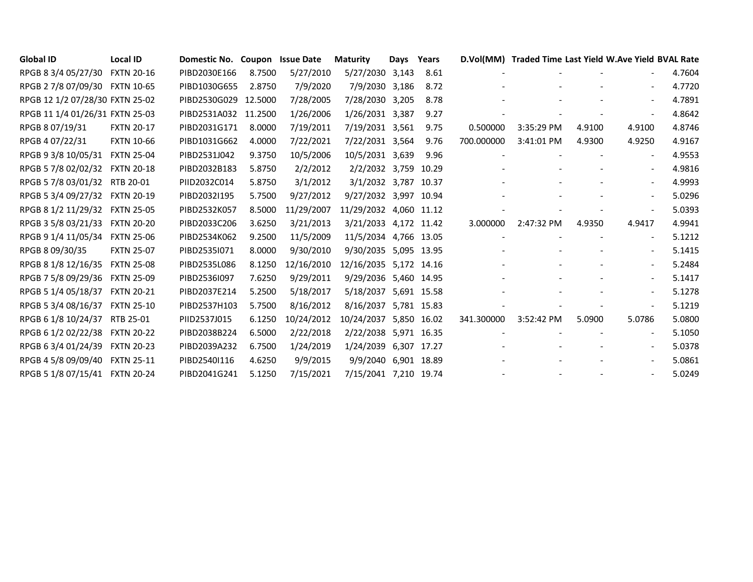| Global ID | Local ID | Domestic No. | Coupon | Issue Date | Maturity | Days | Years | D.Vol(MM) | Traded Time | Last Yield | W.Ave Yield | BVAL Rate |
|---|---|---|---|---|---|---|---|---|---|---|---|---|
| RPGB 8 3/4 05/27/30 | FXTN 20-16 | PIBD2030E166 | 8.7500 | 5/27/2010 | 5/27/2030 | 3,143 | 8.61 | - | - | - | - | 4.7604 |
| RPGB 2 7/8 07/09/30 | FXTN 10-65 | PIBD1030G655 | 2.8750 | 7/9/2020 | 7/9/2030 | 3,186 | 8.72 | - | - | - | - | 4.7720 |
| RPGB 12 1/2 07/28/30 | FXTN 25-02 | PIBD2530G029 | 12.5000 | 7/28/2005 | 7/28/2030 | 3,205 | 8.78 | - | - | - | - | 4.7891 |
| RPGB 11 1/4 01/26/31 | FXTN 25-03 | PIBD2531A032 | 11.2500 | 1/26/2006 | 1/26/2031 | 3,387 | 9.27 | - | - | - | - | 4.8642 |
| RPGB 8 07/19/31 | FXTN 20-17 | PIBD2031G171 | 8.0000 | 7/19/2011 | 7/19/2031 | 3,561 | 9.75 | 0.500000 | 3:35:29 PM | 4.9100 | 4.9100 | 4.8746 |
| RPGB 4 07/22/31 | FXTN 10-66 | PIBD1031G662 | 4.0000 | 7/22/2021 | 7/22/2031 | 3,564 | 9.76 | 700.000000 | 3:41:01 PM | 4.9300 | 4.9250 | 4.9167 |
| RPGB 9 3/8 10/05/31 | FXTN 25-04 | PIBD2531J042 | 9.3750 | 10/5/2006 | 10/5/2031 | 3,639 | 9.96 | - | - | - | - | 4.9553 |
| RPGB 5 7/8 02/02/32 | FXTN 20-18 | PIBD2032B183 | 5.8750 | 2/2/2012 | 2/2/2032 | 3,759 | 10.29 | - | - | - | - | 4.9816 |
| RPGB 5 7/8 03/01/32 | RTB 20-01 | PIID2032C014 | 5.8750 | 3/1/2012 | 3/1/2032 | 3,787 | 10.37 | - | - | - | - | 4.9993 |
| RPGB 5 3/4 09/27/32 | FXTN 20-19 | PIBD2032I195 | 5.7500 | 9/27/2012 | 9/27/2032 | 3,997 | 10.94 | - | - | - | - | 5.0296 |
| RPGB 8 1/2 11/29/32 | FXTN 25-05 | PIBD2532K057 | 8.5000 | 11/29/2007 | 11/29/2032 | 4,060 | 11.12 | - | - | - | - | 5.0393 |
| RPGB 3 5/8 03/21/33 | FXTN 20-20 | PIBD2033C206 | 3.6250 | 3/21/2013 | 3/21/2033 | 4,172 | 11.42 | 3.000000 | 2:47:32 PM | 4.9350 | 4.9417 | 4.9941 |
| RPGB 9 1/4 11/05/34 | FXTN 25-06 | PIBD2534K062 | 9.2500 | 11/5/2009 | 11/5/2034 | 4,766 | 13.05 | - | - | - | - | 5.1212 |
| RPGB 8 09/30/35 | FXTN 25-07 | PIBD2535I071 | 8.0000 | 9/30/2010 | 9/30/2035 | 5,095 | 13.95 | - | - | - | - | 5.1415 |
| RPGB 8 1/8 12/16/35 | FXTN 25-08 | PIBD2535L086 | 8.1250 | 12/16/2010 | 12/16/2035 | 5,172 | 14.16 | - | - | - | - | 5.2484 |
| RPGB 7 5/8 09/29/36 | FXTN 25-09 | PIBD2536I097 | 7.6250 | 9/29/2011 | 9/29/2036 | 5,460 | 14.95 | - | - | - | - | 5.1417 |
| RPGB 5 1/4 05/18/37 | FXTN 20-21 | PIBD2037E214 | 5.2500 | 5/18/2017 | 5/18/2037 | 5,691 | 15.58 | - | - | - | - | 5.1278 |
| RPGB 5 3/4 08/16/37 | FXTN 25-10 | PIBD2537H103 | 5.7500 | 8/16/2012 | 8/16/2037 | 5,781 | 15.83 | - | - | - | - | 5.1219 |
| RPGB 6 1/8 10/24/37 | RTB 25-01 | PIID2537J015 | 6.1250 | 10/24/2012 | 10/24/2037 | 5,850 | 16.02 | 341.300000 | 3:52:42 PM | 5.0900 | 5.0786 | 5.0800 |
| RPGB 6 1/2 02/22/38 | FXTN 20-22 | PIBD2038B224 | 6.5000 | 2/22/2018 | 2/22/2038 | 5,971 | 16.35 | - | - | - | - | 5.1050 |
| RPGB 6 3/4 01/24/39 | FXTN 20-23 | PIBD2039A232 | 6.7500 | 1/24/2019 | 1/24/2039 | 6,307 | 17.27 | - | - | - | - | 5.0378 |
| RPGB 4 5/8 09/09/40 | FXTN 25-11 | PIBD2540I116 | 4.6250 | 9/9/2015 | 9/9/2040 | 6,901 | 18.89 | - | - | - | - | 5.0861 |
| RPGB 5 1/8 07/15/41 | FXTN 20-24 | PIBD2041G241 | 5.1250 | 7/15/2021 | 7/15/2041 | 7,210 | 19.74 | - | - | - | - | 5.0249 |